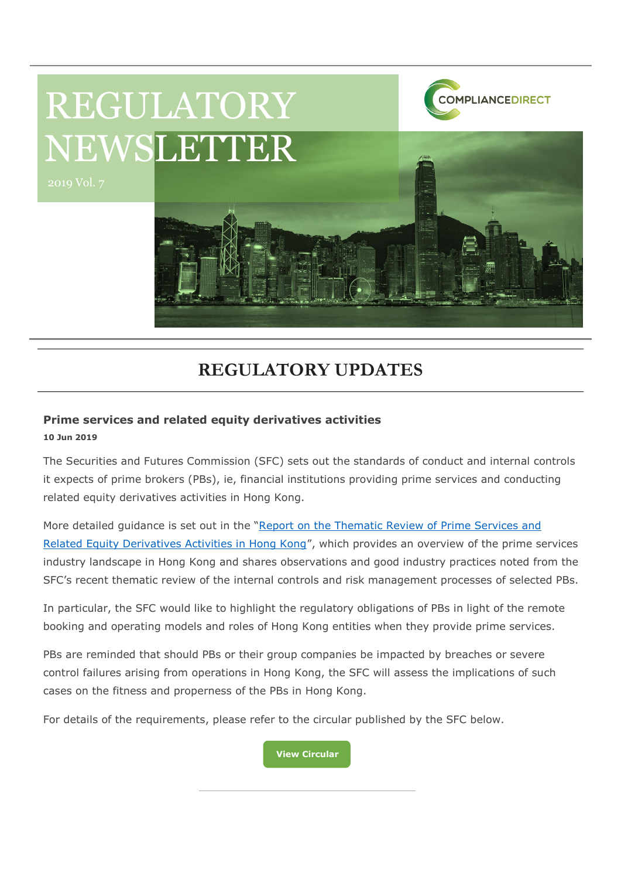# REGULATORY NEWSLETTER

2019 Vol. 7

COMPLIANCEDIRECT

## REGULATORY UPDATES

### Prime services and related equity derivatives activities

**10 Jun 2019**

The Securities and Futures Commission (SFC) sets out the standards of conduct and internal controls it expects of prime brokers (PBs), ie, financial institutions providing prime services and conducting related equity derivatives activities in Hong Kong.

More detailed guidance is set out in the "Report on the Thematic Review of Prime Services and Related Equity Derivatives Activities in Hong Kong", which provides an overview of the prime services industry landscape in Hong Kong and shares observations and good industry practices noted from the SFC's recent thematic review of the internal controls and risk management processes of selected PBs.

In particular, the SFC would like to highlight the regulatory obligations of PBs in light of the remote booking and operating models and roles of Hong Kong entities when they provide prime services.

PBs are reminded that should PBs or their group companies be impacted by breaches or severe control failures arising from operations in Hong Kong, the SFC will assess the implications of such cases on the fitness and properness of the PBs in Hong Kong.

For details of the requirements, please refer to the circular published by the SFC below.

View Circular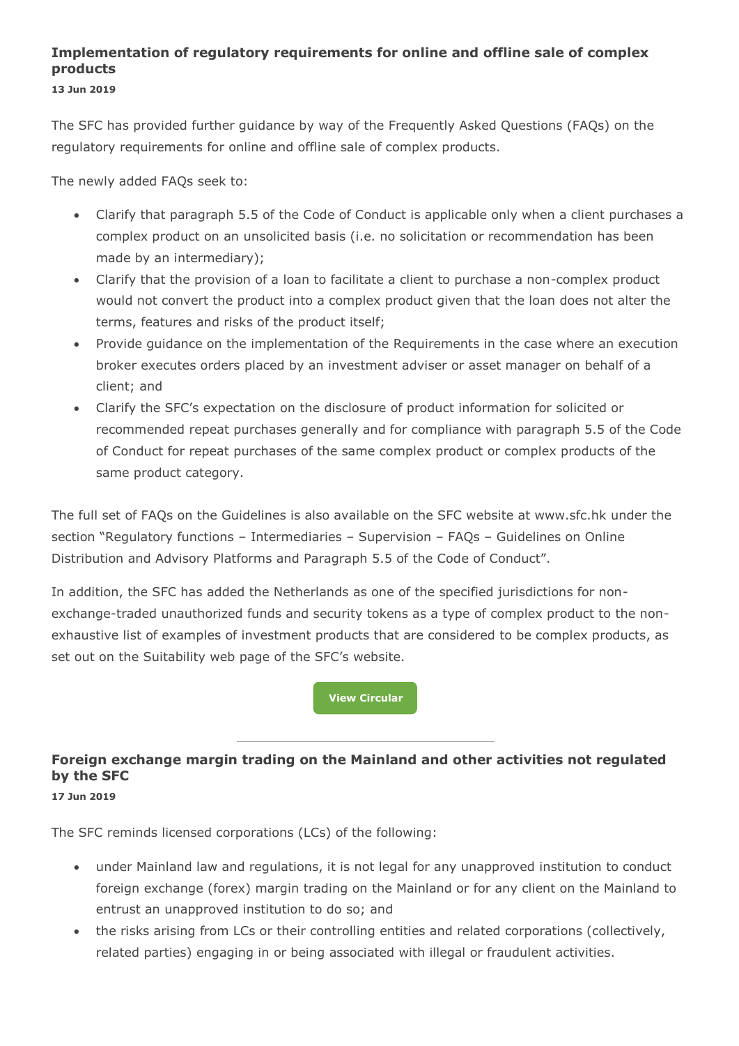### Implementation of regulatory requirements for online and offline sale of complex products

**13 Jun 2019**

The SFC has provided further guidance by way of the Frequently Asked Questions (FAQs) on the regulatory requirements for online and offline sale of complex products.

The newly added FAQs seek to:

- Clarify that paragraph 5.5 of the Code of Conduct is applicable only when a client purchases a complex product on an unsolicited basis (i.e. no solicitation or recommendation has been made by an intermediary);
- Clarify that the provision of a loan to facilitate a client to purchase a non-complex product would not convert the product into a complex product given that the loan does not alter the terms, features and risks of the product itself;
- Provide guidance on the implementation of the Requirements in the case where an execution broker executes orders placed by an investment adviser or asset manager on behalf of a client; and
- Clarify the SFC's expectation on the disclosure of product information for solicited or recommended repeat purchases generally and for compliance with paragraph 5.5 of the Code of Conduct for repeat purchases of the same complex product or complex products of the same product category.

The full set of FAQs on the Guidelines is also available on the SFC website at www.sfc.hk under the section "Regulatory functions – Intermediaries – Supervision – FAQs – Guidelines on Online Distribution and Advisory Platforms and Paragraph 5.5 of the Code of Conduct".

In addition, the SFC has added the Netherlands as one of the specified jurisdictions for non-exchange-traded unauthorized funds and security tokens as a type of complex product to the non-exhaustive list of examples of investment products that are considered to be complex products, as set out on the Suitability web page of the SFC's website.

**View Circular**

---

### Foreign exchange margin trading on the Mainland and other activities not regulated by the SFC

**17 Jun 2019**

The SFC reminds licensed corporations (LCs) of the following:

- under Mainland law and regulations, it is not legal for any unapproved institution to conduct foreign exchange (forex) margin trading on the Mainland or for any client on the Mainland to entrust an unapproved institution to do so; and
- the risks arising from LCs or their controlling entities and related corporations (collectively, related parties) engaging in or being associated with illegal or fraudulent activities.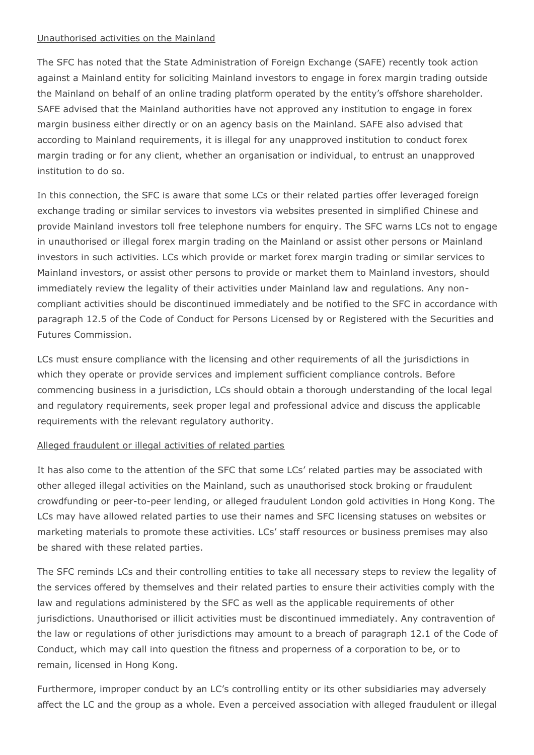Unauthorised activities on the Mainland

The SFC has noted that the State Administration of Foreign Exchange (SAFE) recently took action against a Mainland entity for soliciting Mainland investors to engage in forex margin trading outside the Mainland on behalf of an online trading platform operated by the entity's offshore shareholder. SAFE advised that the Mainland authorities have not approved any institution to engage in forex margin business either directly or on an agency basis on the Mainland. SAFE also advised that according to Mainland requirements, it is illegal for any unapproved institution to conduct forex margin trading or for any client, whether an organisation or individual, to entrust an unapproved institution to do so.

In this connection, the SFC is aware that some LCs or their related parties offer leveraged foreign exchange trading or similar services to investors via websites presented in simplified Chinese and provide Mainland investors toll free telephone numbers for enquiry. The SFC warns LCs not to engage in unauthorised or illegal forex margin trading on the Mainland or assist other persons or Mainland investors in such activities. LCs which provide or market forex margin trading or similar services to Mainland investors, or assist other persons to provide or market them to Mainland investors, should immediately review the legality of their activities under Mainland law and regulations. Any non-compliant activities should be discontinued immediately and be notified to the SFC in accordance with paragraph 12.5 of the Code of Conduct for Persons Licensed by or Registered with the Securities and Futures Commission.

LCs must ensure compliance with the licensing and other requirements of all the jurisdictions in which they operate or provide services and implement sufficient compliance controls. Before commencing business in a jurisdiction, LCs should obtain a thorough understanding of the local legal and regulatory requirements, seek proper legal and professional advice and discuss the applicable requirements with the relevant regulatory authority.

Alleged fraudulent or illegal activities of related parties

It has also come to the attention of the SFC that some LCs' related parties may be associated with other alleged illegal activities on the Mainland, such as unauthorised stock broking or fraudulent crowdfunding or peer-to-peer lending, or alleged fraudulent London gold activities in Hong Kong. The LCs may have allowed related parties to use their names and SFC licensing statuses on websites or marketing materials to promote these activities. LCs' staff resources or business premises may also be shared with these related parties.

The SFC reminds LCs and their controlling entities to take all necessary steps to review the legality of the services offered by themselves and their related parties to ensure their activities comply with the law and regulations administered by the SFC as well as the applicable requirements of other jurisdictions. Unauthorised or illicit activities must be discontinued immediately. Any contravention of the law or regulations of other jurisdictions may amount to a breach of paragraph 12.1 of the Code of Conduct, which may call into question the fitness and properness of a corporation to be, or to remain, licensed in Hong Kong.

Furthermore, improper conduct by an LC's controlling entity or its other subsidiaries may adversely affect the LC and the group as a whole. Even a perceived association with alleged fraudulent or illegal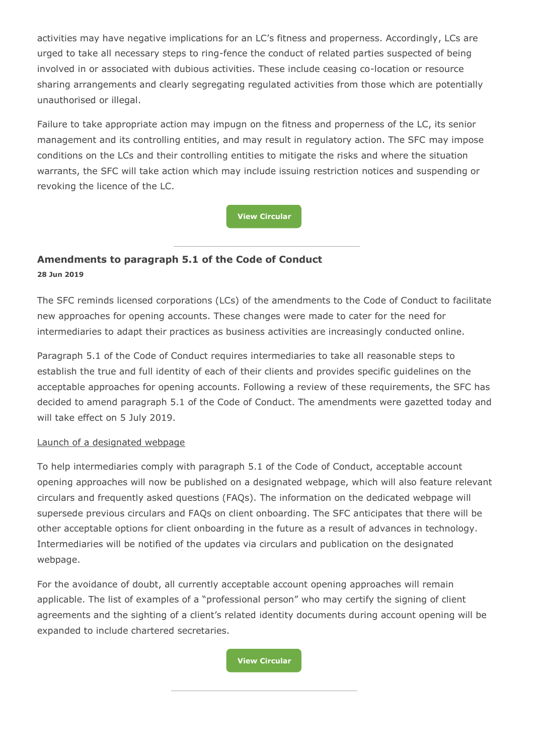activities may have negative implications for an LC's fitness and properness. Accordingly, LCs are urged to take all necessary steps to ring-fence the conduct of related parties suspected of being involved in or associated with dubious activities. These include ceasing co-location or resource sharing arrangements and clearly segregating regulated activities from those which are potentially unauthorised or illegal.

Failure to take appropriate action may impugn on the fitness and properness of the LC, its senior management and its controlling entities, and may result in regulatory action. The SFC may impose conditions on the LCs and their controlling entities to mitigate the risks and where the situation warrants, the SFC will take action which may include issuing restriction notices and suspending or revoking the licence of the LC.

**View Circular**

---

## Amendments to paragraph 5.1 of the Code of Conduct

**28 Jun 2019**

The SFC reminds licensed corporations (LCs) of the amendments to the Code of Conduct to facilitate new approaches for opening accounts. These changes were made to cater for the need for intermediaries to adapt their practices as business activities are increasingly conducted online.

Paragraph 5.1 of the Code of Conduct requires intermediaries to take all reasonable steps to establish the true and full identity of each of their clients and provides specific guidelines on the acceptable approaches for opening accounts. Following a review of these requirements, the SFC has decided to amend paragraph 5.1 of the Code of Conduct. The amendments were gazetted today and will take effect on 5 July 2019.

Launch of a designated webpage

To help intermediaries comply with paragraph 5.1 of the Code of Conduct, acceptable account opening approaches will now be published on a designated webpage, which will also feature relevant circulars and frequently asked questions (FAQs). The information on the dedicated webpage will supersede previous circulars and FAQs on client onboarding. The SFC anticipates that there will be other acceptable options for client onboarding in the future as a result of advances in technology. Intermediaries will be notified of the updates via circulars and publication on the designated webpage.

For the avoidance of doubt, all currently acceptable account opening approaches will remain applicable. The list of examples of a "professional person" who may certify the signing of client agreements and the sighting of a client's related identity documents during account opening will be expanded to include chartered secretaries.

**View Circular**

---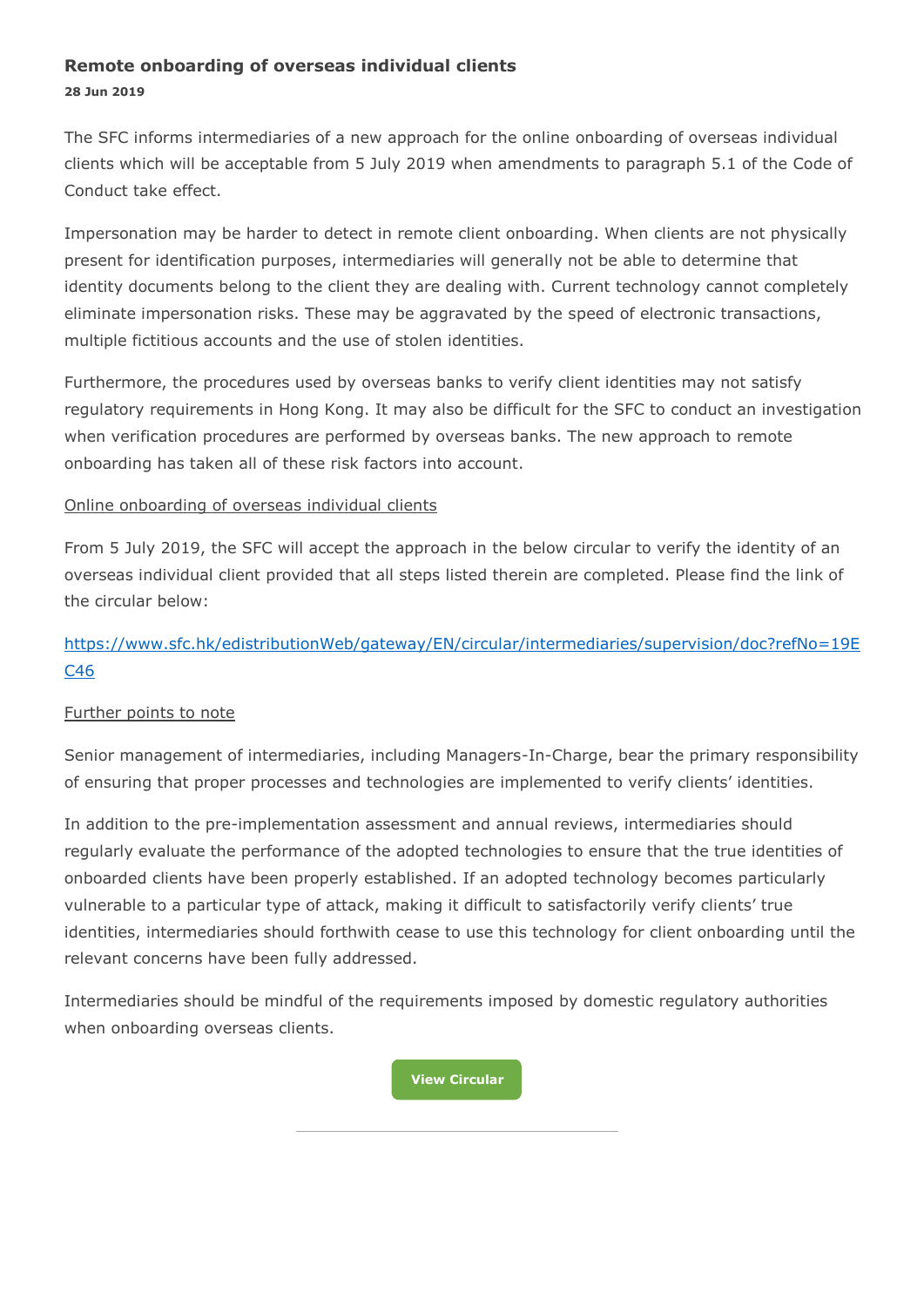### Remote onboarding of overseas individual clients

**28 Jun 2019**

The SFC informs intermediaries of a new approach for the online onboarding of overseas individual clients which will be acceptable from 5 July 2019 when amendments to paragraph 5.1 of the Code of Conduct take effect.

Impersonation may be harder to detect in remote client onboarding. When clients are not physically present for identification purposes, intermediaries will generally not be able to determine that identity documents belong to the client they are dealing with. Current technology cannot completely eliminate impersonation risks. These may be aggravated by the speed of electronic transactions, multiple fictitious accounts and the use of stolen identities.

Furthermore, the procedures used by overseas banks to verify client identities may not satisfy regulatory requirements in Hong Kong. It may also be difficult for the SFC to conduct an investigation when verification procedures are performed by overseas banks. The new approach to remote onboarding has taken all of these risk factors into account.

Online onboarding of overseas individual clients

From 5 July 2019, the SFC will accept the approach in the below circular to verify the identity of an overseas individual client provided that all steps listed therein are completed. Please find the link of the circular below:

https://www.sfc.hk/edistributionWeb/gateway/EN/circular/intermediaries/supervision/doc?refNo=19EC46

Further points to note

Senior management of intermediaries, including Managers-In-Charge, bear the primary responsibility of ensuring that proper processes and technologies are implemented to verify clients' identities.

In addition to the pre-implementation assessment and annual reviews, intermediaries should regularly evaluate the performance of the adopted technologies to ensure that the true identities of onboarded clients have been properly established. If an adopted technology becomes particularly vulnerable to a particular type of attack, making it difficult to satisfactorily verify clients' true identities, intermediaries should forthwith cease to use this technology for client onboarding until the relevant concerns have been fully addressed.

Intermediaries should be mindful of the requirements imposed by domestic regulatory authorities when onboarding overseas clients.

View Circular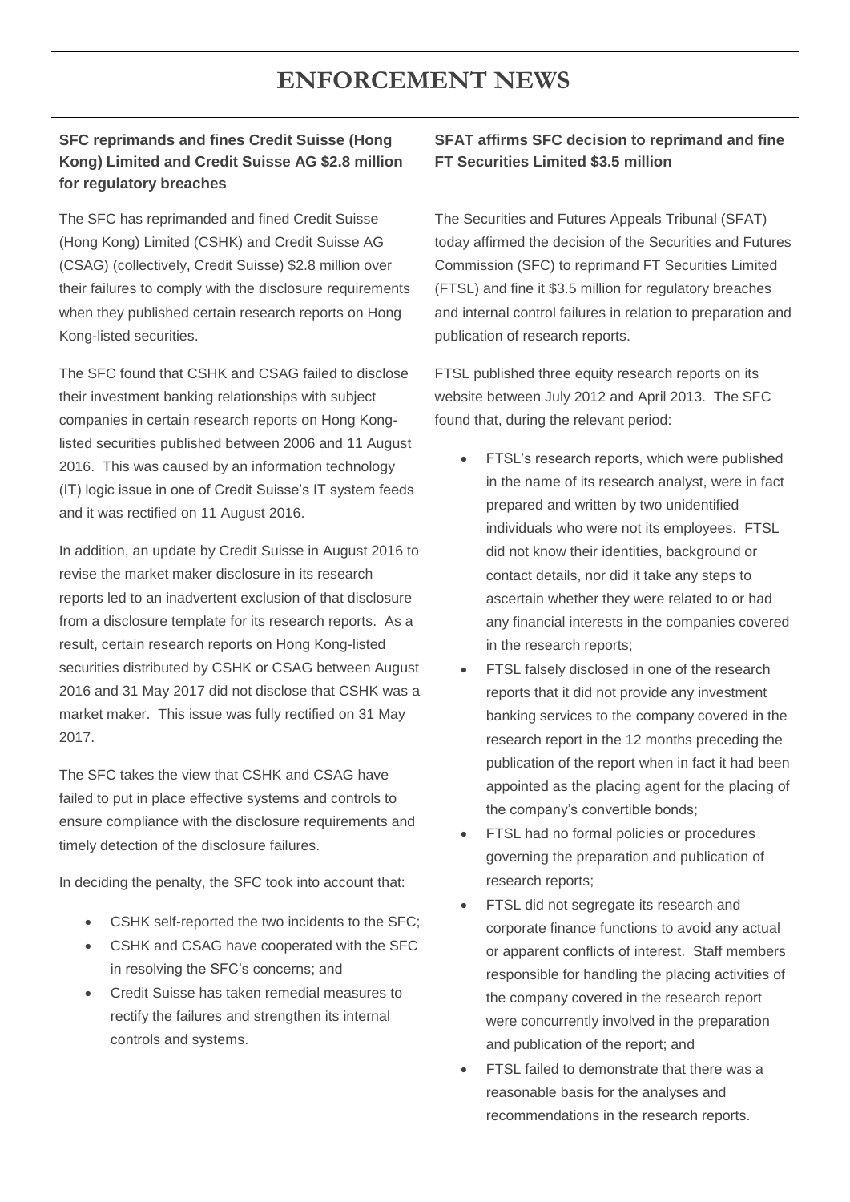# ENFORCEMENT NEWS

### SFC reprimands and fines Credit Suisse (Hong Kong) Limited and Credit Suisse AG $2.8 million for regulatory breaches

The SFC has reprimanded and fined Credit Suisse (Hong Kong) Limited (CSHK) and Credit Suisse AG (CSAG) (collectively, Credit Suisse) $2.8 million over their failures to comply with the disclosure requirements when they published certain research reports on Hong Kong-listed securities.

The SFC found that CSHK and CSAG failed to disclose their investment banking relationships with subject companies in certain research reports on Hong Kong-listed securities published between 2006 and 11 August 2016. This was caused by an information technology (IT) logic issue in one of Credit Suisse's IT system feeds and it was rectified on 11 August 2016.

In addition, an update by Credit Suisse in August 2016 to revise the market maker disclosure in its research reports led to an inadvertent exclusion of that disclosure from a disclosure template for its research reports. As a result, certain research reports on Hong Kong-listed securities distributed by CSHK or CSAG between August 2016 and 31 May 2017 did not disclose that CSHK was a market maker. This issue was fully rectified on 31 May 2017.

The SFC takes the view that CSHK and CSAG have failed to put in place effective systems and controls to ensure compliance with the disclosure requirements and timely detection of the disclosure failures.

In deciding the penalty, the SFC took into account that:

- CSHK self-reported the two incidents to the SFC;
- CSHK and CSAG have cooperated with the SFC in resolving the SFC's concerns; and
- Credit Suisse has taken remedial measures to rectify the failures and strengthen its internal controls and systems.

### SFAT affirms SFC decision to reprimand and fine FT Securities Limited $3.5 million

The Securities and Futures Appeals Tribunal (SFAT) today affirmed the decision of the Securities and Futures Commission (SFC) to reprimand FT Securities Limited (FTSL) and fine it $3.5 million for regulatory breaches and internal control failures in relation to preparation and publication of research reports.

FTSL published three equity research reports on its website between July 2012 and April 2013. The SFC found that, during the relevant period:

- FTSL's research reports, which were published in the name of its research analyst, were in fact prepared and written by two unidentified individuals who were not its employees. FTSL did not know their identities, background or contact details, nor did it take any steps to ascertain whether they were related to or had any financial interests in the companies covered in the research reports;
- FTSL falsely disclosed in one of the research reports that it did not provide any investment banking services to the company covered in the research report in the 12 months preceding the publication of the report when in fact it had been appointed as the placing agent for the placing of the company's convertible bonds;
- FTSL had no formal policies or procedures governing the preparation and publication of research reports;
- FTSL did not segregate its research and corporate finance functions to avoid any actual or apparent conflicts of interest. Staff members responsible for handling the placing activities of the company covered in the research report were concurrently involved in the preparation and publication of the report; and
- FTSL failed to demonstrate that there was a reasonable basis for the analyses and recommendations in the research reports.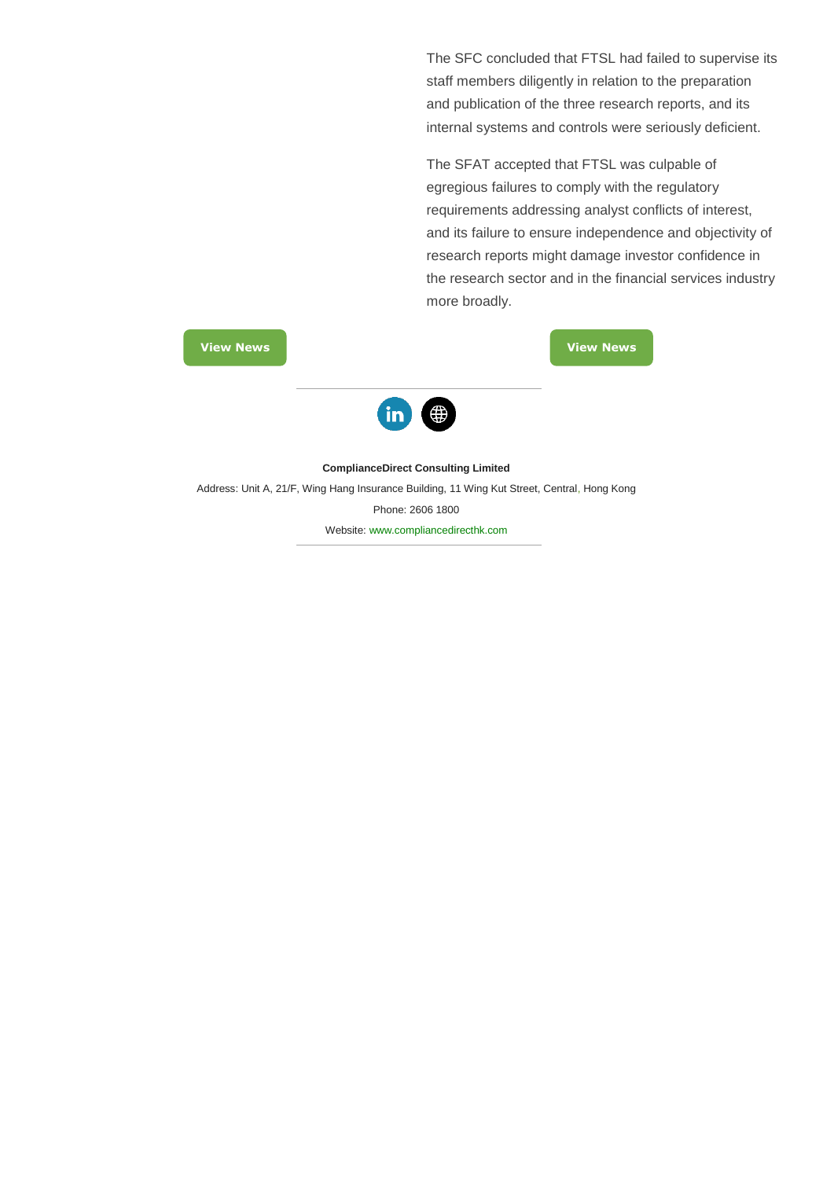The SFC concluded that FTSL had failed to supervise its staff members diligently in relation to the preparation and publication of the three research reports, and its internal systems and controls were seriously deficient.

The SFAT accepted that FTSL was culpable of egregious failures to comply with the regulatory requirements addressing analyst conflicts of interest, and its failure to ensure independence and objectivity of research reports might damage investor confidence in the research sector and in the financial services industry more broadly.

View News

View News

---

**ComplianceDirect Consulting Limited**

Address: Unit A, 21/F, Wing Hang Insurance Building, 11 Wing Kut Street, Central, Hong Kong

Phone: 2606 1800

Website: www.compliancedirecthk.com

---